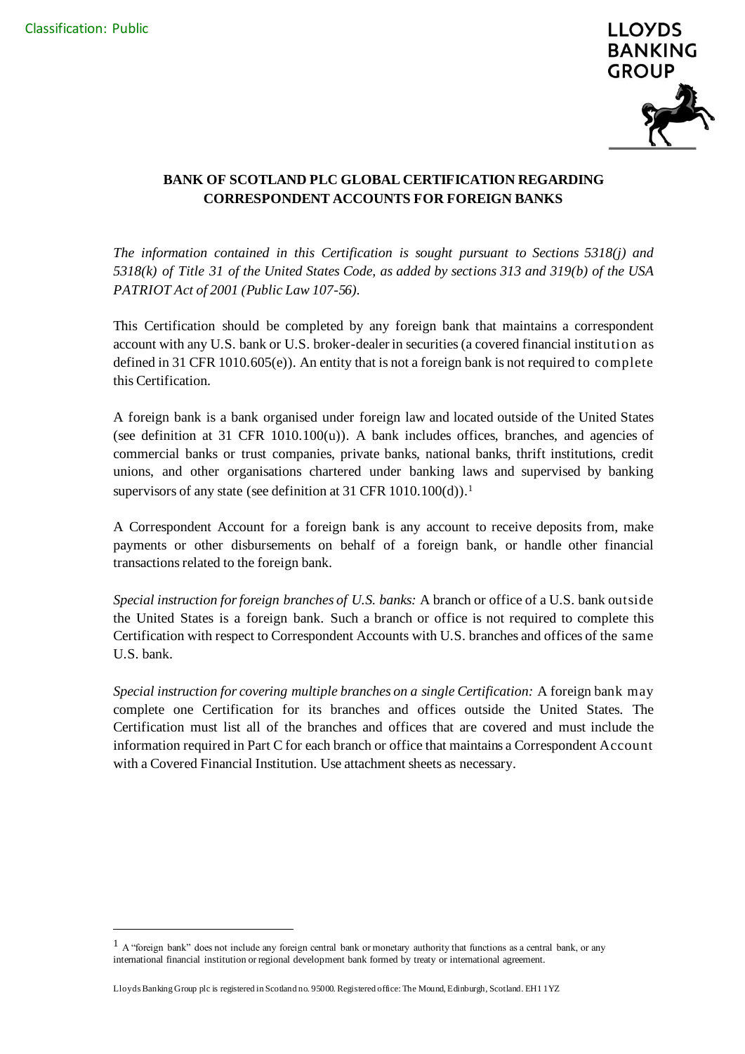Classification: Public

LLOYDS BANKING GROUP

**BANK OF SCOTLAND PLC GLOBAL CERTIFICATION REGARDING CORRESPONDENT ACCOUNTS FOR FOREIGN BANKS**

*The information contained in this Certification is sought pursuant to Sections 5318(j) and 5318(k) of Title 31 of the United States Code, as added by sections 313 and 319(b) of the USA PATRIOT Act of 2001 (Public Law 107-56).*

This Certification should be completed by any foreign bank that maintains a correspondent account with any U.S. bank or U.S. broker-dealer in securities (a covered financial institution as defined in 31 CFR 1010.605(e)). An entity that is not a foreign bank is not required to complete this Certification.

A foreign bank is a bank organised under foreign law and located outside of the United States (see definition at 31 CFR 1010.100(u)). A bank includes offices, branches, and agencies of commercial banks or trust companies, private banks, national banks, thrift institutions, credit unions, and other organisations chartered under banking laws and supervised by banking supervisors of any state (see definition at 31 CFR 1010.100(d)).[1]

A Correspondent Account for a foreign bank is any account to receive deposits from, make payments or other disbursements on behalf of a foreign bank, or handle other financial transactions related to the foreign bank.

*Special instruction for foreign branches of U.S. banks:* A branch or office of a U.S. bank outside the United States is a foreign bank. Such a branch or office is not required to complete this Certification with respect to Correspondent Accounts with U.S. branches and offices of the same U.S. bank.

*Special instruction for covering multiple branches on a single Certification:* A foreign bank may complete one Certification for its branches and offices outside the United States. The Certification must list all of the branches and offices that are covered and must include the information required in Part C for each branch or office that maintains a Correspondent Account with a Covered Financial Institution. Use attachment sheets as necessary.

---

[1] A "foreign bank" does not include any foreign central bank or monetary authority that functions as a central bank, or any international financial institution or regional development bank formed by treaty or international agreement.

Lloyds Banking Group plc is registered in Scotland no. 95000. Registered office: The Mound, Edinburgh, Scotland. EH1 1YZ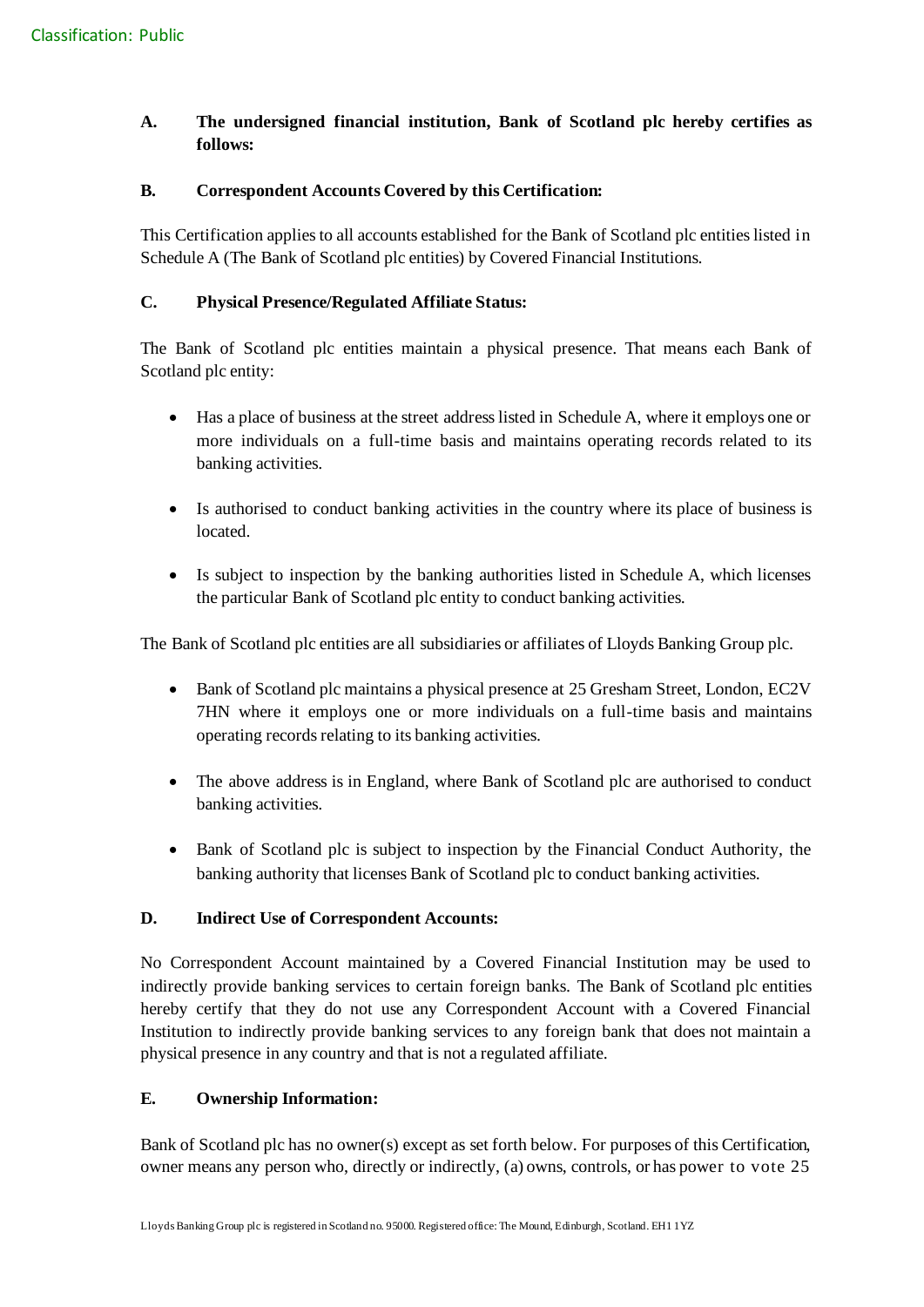**A. The undersigned financial institution, Bank of Scotland plc hereby certifies as follows:**

**B. Correspondent Accounts Covered by this Certification:**

This Certification applies to all accounts established for the Bank of Scotland plc entities listed in Schedule A (The Bank of Scotland plc entities) by Covered Financial Institutions.

**C. Physical Presence/Regulated Affiliate Status:**

The Bank of Scotland plc entities maintain a physical presence. That means each Bank of Scotland plc entity:

- Has a place of business at the street address listed in Schedule A, where it employs one or more individuals on a full-time basis and maintains operating records related to its banking activities.
- Is authorised to conduct banking activities in the country where its place of business is located.
- Is subject to inspection by the banking authorities listed in Schedule A, which licenses the particular Bank of Scotland plc entity to conduct banking activities.

The Bank of Scotland plc entities are all subsidiaries or affiliates of Lloyds Banking Group plc.

- Bank of Scotland plc maintains a physical presence at 25 Gresham Street, London, EC2V 7HN where it employs one or more individuals on a full-time basis and maintains operating records relating to its banking activities.
- The above address is in England, where Bank of Scotland plc are authorised to conduct banking activities.
- Bank of Scotland plc is subject to inspection by the Financial Conduct Authority, the banking authority that licenses Bank of Scotland plc to conduct banking activities.

**D. Indirect Use of Correspondent Accounts:**

No Correspondent Account maintained by a Covered Financial Institution may be used to indirectly provide banking services to certain foreign banks. The Bank of Scotland plc entities hereby certify that they do not use any Correspondent Account with a Covered Financial Institution to indirectly provide banking services to any foreign bank that does not maintain a physical presence in any country and that is not a regulated affiliate.

**E. Ownership Information:**

Bank of Scotland plc has no owner(s) except as set forth below. For purposes of this Certification, owner means any person who, directly or indirectly, (a) owns, controls, or has power to vote 25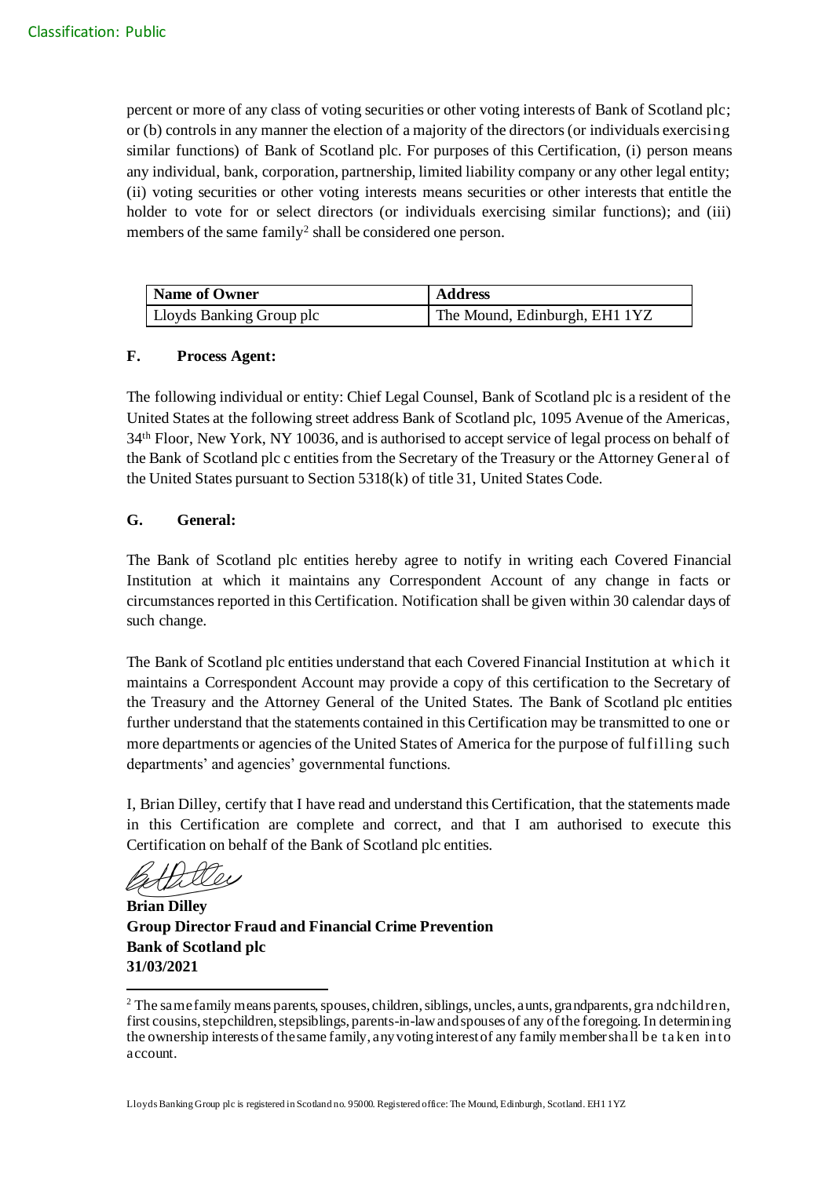percent or more of any class of voting securities or other voting interests of Bank of Scotland plc; or (b) controls in any manner the election of a majority of the directors (or individuals exercising similar functions) of Bank of Scotland plc. For purposes of this Certification, (i) person means any individual, bank, corporation, partnership, limited liability company or any other legal entity; (ii) voting securities or other voting interests means securities or other interests that entitle the holder to vote for or select directors (or individuals exercising similar functions); and (iii) members of the same family[2] shall be considered one person.

| Name of Owner | Address |
|---|---|
| Lloyds Banking Group plc | The Mound, Edinburgh, EH1 1YZ |

**F. Process Agent:**

The following individual or entity: Chief Legal Counsel, Bank of Scotland plc is a resident of the United States at the following street address Bank of Scotland plc, 1095 Avenue of the Americas, 34th Floor, New York, NY 10036, and is authorised to accept service of legal process on behalf of the Bank of Scotland plc c entities from the Secretary of the Treasury or the Attorney General of the United States pursuant to Section 5318(k) of title 31, United States Code.

**G. General:**

The Bank of Scotland plc entities hereby agree to notify in writing each Covered Financial Institution at which it maintains any Correspondent Account of any change in facts or circumstances reported in this Certification. Notification shall be given within 30 calendar days of such change.

The Bank of Scotland plc entities understand that each Covered Financial Institution at which it maintains a Correspondent Account may provide a copy of this certification to the Secretary of the Treasury and the Attorney General of the United States. The Bank of Scotland plc entities further understand that the statements contained in this Certification may be transmitted to one or more departments or agencies of the United States of America for the purpose of fulfilling such departments' and agencies' governmental functions.

I, Brian Dilley, certify that I have read and understand this Certification, that the statements made in this Certification are complete and correct, and that I am authorised to execute this Certification on behalf of the Bank of Scotland plc entities.

**Brian Dilley**
**Group Director Fraud and Financial Crime Prevention**
**Bank of Scotland plc**
**31/03/2021**

[2] The same family means parents, spouses, children, siblings, uncles, aunts, grandparents, grandchildren, first cousins, stepchildren, stepsiblings, parents-in-law and spouses of any of the foregoing. In determining the ownership interests of the same family, any voting interest of any family member shall be taken into account.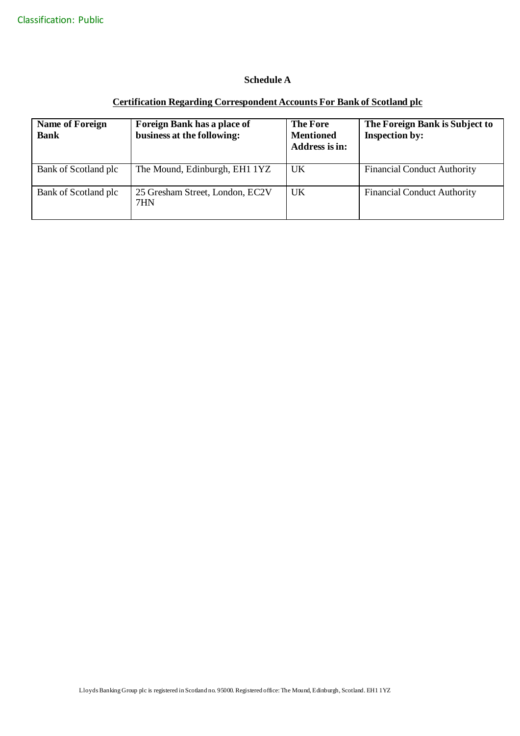# Schedule A

## Certification Regarding Correspondent Accounts For Bank of Scotland plc

| Name of Foreign Bank | Foreign Bank has a place of business at the following: | The Fore Mentioned Address is in: | The Foreign Bank is Subject to Inspection by: |
|---|---|---|---|
| Bank of Scotland plc | The Mound, Edinburgh, EH1 1YZ | UK | Financial Conduct Authority |
| Bank of Scotland plc | 25 Gresham Street, London, EC2V 7HN | UK | Financial Conduct Authority |